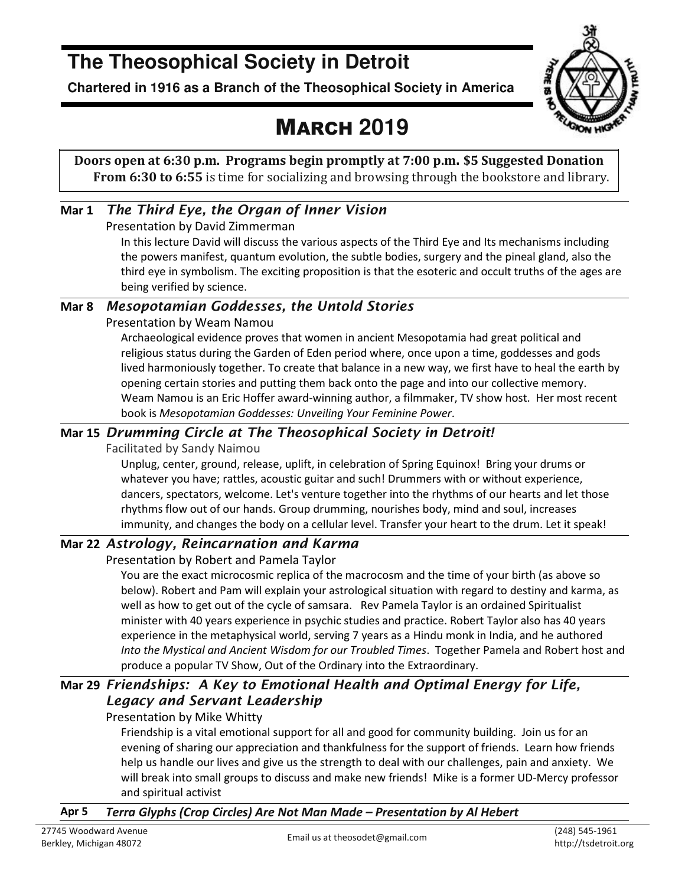// Unlabeled table per rules, first header as table with columns? Rather markdown.

# The Theosophical Society in Detroit

**Chartered in 1916 as a Branch of the Theosophical Society in America**

# March 2019

**Doors open at 6:30 p.m. Programs begin promptly at 7:00 p.m. $5 Suggested Donation**
**From 6:30 to 6:55** is time for socializing and browsing through the bookstore and library.

---

### Mar 1 *The Third Eye, the Organ of Inner Vision*

Presentation by David Zimmerman

In this lecture David will discuss the various aspects of the Third Eye and Its mechanisms including the powers manifest, quantum evolution, the subtle bodies, surgery and the pineal gland, also the third eye in symbolism. The exciting proposition is that the esoteric and occult truths of the ages are being verified by science.

### Mar 8 *Mesopotamian Goddesses, the Untold Stories*

Presentation by Weam Namou

Archaeological evidence proves that women in ancient Mesopotamia had great political and religious status during the Garden of Eden period where, once upon a time, goddesses and gods lived harmoniously together. To create that balance in a new way, we first have to heal the earth by opening certain stories and putting them back onto the page and into our collective memory. Weam Namou is an Eric Hoffer award-winning author, a filmmaker, TV show host. Her most recent book is *Mesopotamian Goddesses: Unveiling Your Feminine Power*.

### Mar 15 *Drumming Circle at The Theosophical Society in Detroit!*

Facilitated by Sandy Naimou

Unplug, center, ground, release, uplift, in celebration of Spring Equinox! Bring your drums or whatever you have; rattles, acoustic guitar and such! Drummers with or without experience, dancers, spectators, welcome. Let's venture together into the rhythms of our hearts and let those rhythms flow out of our hands. Group drumming, nourishes body, mind and soul, increases immunity, and changes the body on a cellular level. Transfer your heart to the drum. Let it speak!

### Mar 22 *Astrology, Reincarnation and Karma*

Presentation by Robert and Pamela Taylor

You are the exact microcosmic replica of the macrocosm and the time of your birth (as above so below). Robert and Pam will explain your astrological situation with regard to destiny and karma, as well as how to get out of the cycle of samsara. Rev Pamela Taylor is an ordained Spiritualist minister with 40 years experience in psychic studies and practice. Robert Taylor also has 40 years experience in the metaphysical world, serving 7 years as a Hindu monk in India, and he authored *Into the Mystical and Ancient Wisdom for our Troubled Times*. Together Pamela and Robert host and produce a popular TV Show, Out of the Ordinary into the Extraordinary.

### Mar 29 *Friendships: A Key to Emotional Health and Optimal Energy for Life, Legacy and Servant Leadership*

Presentation by Mike Whitty

Friendship is a vital emotional support for all and good for community building. Join us for an evening of sharing our appreciation and thankfulness for the support of friends. Learn how friends help us handle our lives and give us the strength to deal with our challenges, pain and anxiety. We will break into small groups to discuss and make new friends! Mike is a former UD-Mercy professor and spiritual activist

### Apr 5 *Terra Glyphs (Crop Circles) Are Not Man Made – Presentation by Al Hebert*

---

27745 Woodward Avenue
Berkley, Michigan 48072

Email us at theosodet@gmail.com

(248) 545-1961
http://tsdetroit.org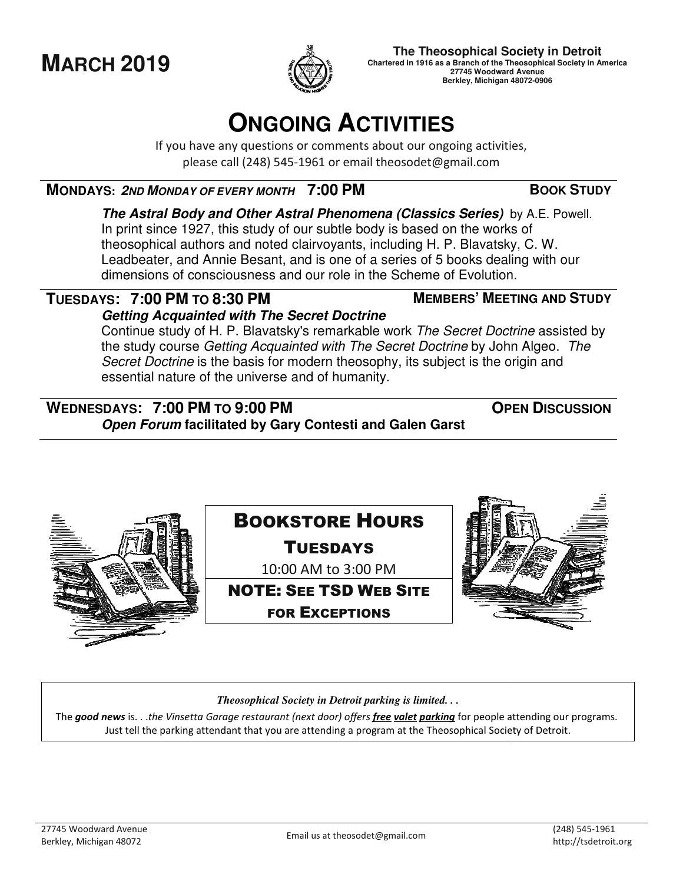**MARCH 2019**

**The Theosophical Society in Detroit**
**Chartered in 1916 as a Branch of the Theosophical Society in America**
**27745 Woodward Avenue**
**Berkley, Michigan 48072-0906**

# ONGOING ACTIVITIES

If you have any questions or comments about our ongoing activities, please call (248) 545-1961 or email theosodet@gmail.com

## MONDAYS: *2ND MONDAY OF EVERY MONTH* 7:00 PM — BOOK STUDY

***The Astral Body and Other Astral Phenomena (Classics Series)*** by A.E. Powell. In print since 1927, this study of our subtle body is based on the works of theosophical authors and noted clairvoyants, including H. P. Blavatsky, C. W. Leadbeater, and Annie Besant, and is one of a series of 5 books dealing with our dimensions of consciousness and our role in the Scheme of Evolution.

## TUESDAYS: 7:00 PM TO 8:30 PM — MEMBERS' MEETING AND STUDY

***Getting Acquainted with The Secret Doctrine***

Continue study of H. P. Blavatsky's remarkable work *The Secret Doctrine* assisted by the study course *Getting Acquainted with The Secret Doctrine* by John Algeo. *The Secret Doctrine* is the basis for modern theosophy, its subject is the origin and essential nature of the universe and of humanity.

## WEDNESDAYS: 7:00 PM TO 9:00 PM — OPEN DISCUSSION

***Open Forum* facilitated by Gary Contesti and Galen Garst**

## BOOKSTORE HOURS

**TUESDAYS**

10:00 AM to 3:00 PM

**NOTE: SEE TSD WEB SITE FOR EXCEPTIONS**

***Theosophical Society in Detroit parking is limited. . .***

The ***good news*** is. . .*the Vinsetta Garage restaurant (next door) offers **free valet parking** for people attending our programs.* Just tell the parking attendant that you are attending a program at the Theosophical Society of Detroit.

27745 Woodward Avenue
Berkley, Michigan 48072

Email us at theosodet@gmail.com

(248) 545-1961
http://tsdetroit.org